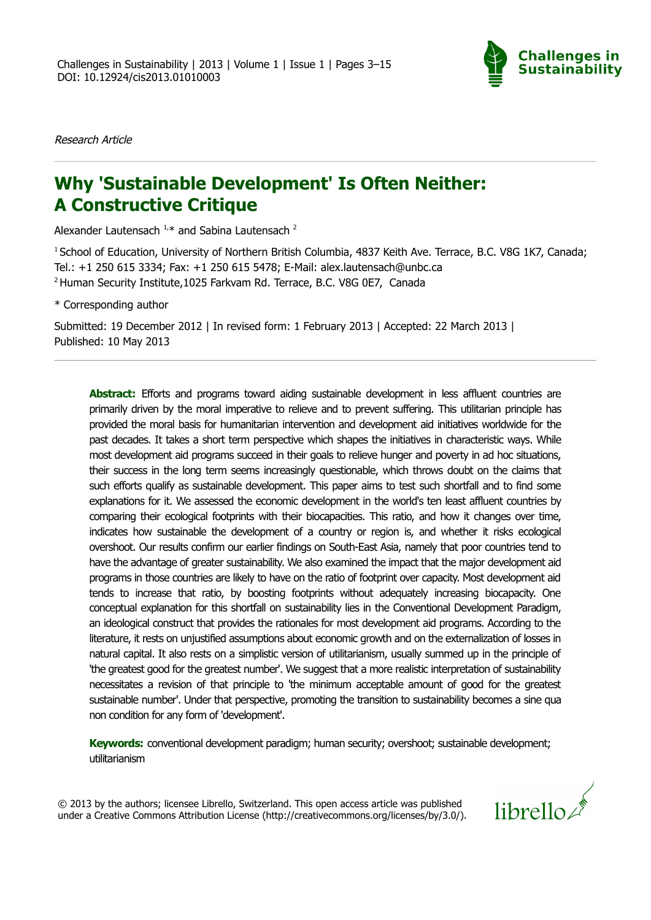*Research Article*

# Why 'Sustainable Development' Is Often Neither: A Constructive Critique

Alexander Lautensach [1,]* and Sabina Lautensach [2]

[1] School of Education, University of Northern British Columbia, 4837 Keith Ave. Terrace, B.C. V8G 1K7, Canada; Tel.: +1 250 615 3334; Fax: +1 250 615 5478; E-Mail: alex.lautensach@unbc.ca

[2] Human Security Institute,1025 Farkvam Rd. Terrace, B.C. V8G 0E7, Canada

\* Corresponding author

Submitted: 19 December 2012 | In revised form: 1 February 2013 | Accepted: 22 March 2013 | Published: 10 May 2013

**Abstract:** Efforts and programs toward aiding sustainable development in less affluent countries are primarily driven by the moral imperative to relieve and to prevent suffering. This utilitarian principle has provided the moral basis for humanitarian intervention and development aid initiatives worldwide for the past decades. It takes a short term perspective which shapes the initiatives in characteristic ways. While most development aid programs succeed in their goals to relieve hunger and poverty in ad hoc situations, their success in the long term seems increasingly questionable, which throws doubt on the claims that such efforts qualify as sustainable development. This paper aims to test such shortfall and to find some explanations for it. We assessed the economic development in the world's ten least affluent countries by comparing their ecological footprints with their biocapacities. This ratio, and how it changes over time, indicates how sustainable the development of a country or region is, and whether it risks ecological overshoot. Our results confirm our earlier findings on South-East Asia, namely that poor countries tend to have the advantage of greater sustainability. We also examined the impact that the major development aid programs in those countries are likely to have on the ratio of footprint over capacity. Most development aid tends to increase that ratio, by boosting footprints without adequately increasing biocapacity. One conceptual explanation for this shortfall on sustainability lies in the Conventional Development Paradigm, an ideological construct that provides the rationales for most development aid programs. According to the literature, it rests on unjustified assumptions about economic growth and on the externalization of losses in natural capital. It also rests on a simplistic version of utilitarianism, usually summed up in the principle of 'the greatest good for the greatest number'. We suggest that a more realistic interpretation of sustainability necessitates a revision of that principle to 'the minimum acceptable amount of good for the greatest sustainable number'. Under that perspective, promoting the transition to sustainability becomes a sine qua non condition for any form of 'development'.

**Keywords:** conventional development paradigm; human security; overshoot; sustainable development; utilitarianism

© 2013 by the authors; licensee Librello, Switzerland. This open access article was published under a Creative Commons Attribution License (http://creativecommons.org/licenses/by/3.0/).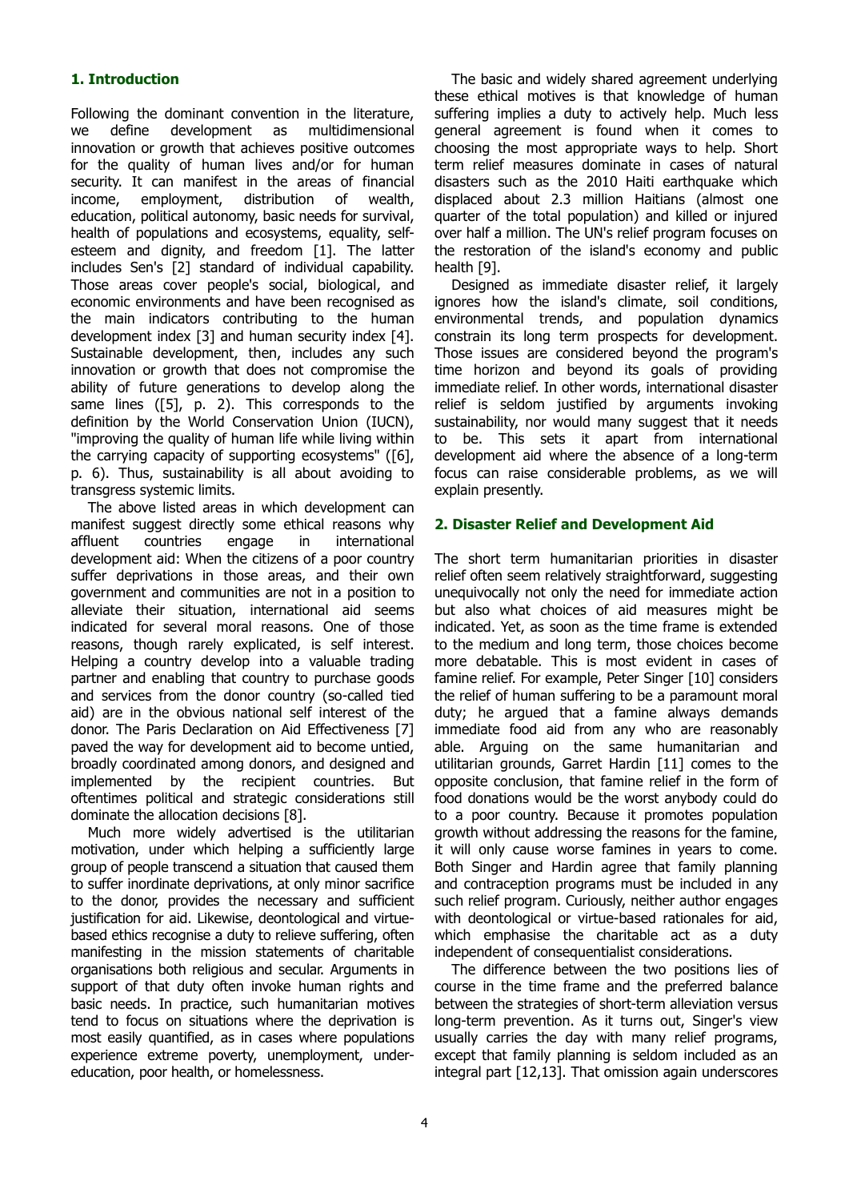## 1. Introduction

Following the dominant convention in the literature, we define development as multidimensional innovation or growth that achieves positive outcomes for the quality of human lives and/or for human security. It can manifest in the areas of financial income, employment, distribution of wealth, education, political autonomy, basic needs for survival, health of populations and ecosystems, equality, self-esteem and dignity, and freedom [1]. The latter includes Sen's [2] standard of individual capability. Those areas cover people's social, biological, and economic environments and have been recognised as the main indicators contributing to the human development index [3] and human security index [4]. Sustainable development, then, includes any such innovation or growth that does not compromise the ability of future generations to develop along the same lines ([5], p. 2). This corresponds to the definition by the World Conservation Union (IUCN), "improving the quality of human life while living within the carrying capacity of supporting ecosystems" ([6], p. 6). Thus, sustainability is all about avoiding to transgress systemic limits.

The above listed areas in which development can manifest suggest directly some ethical reasons why affluent countries engage in international development aid: When the citizens of a poor country suffer deprivations in those areas, and their own government and communities are not in a position to alleviate their situation, international aid seems indicated for several moral reasons. One of those reasons, though rarely explicated, is self interest. Helping a country develop into a valuable trading partner and enabling that country to purchase goods and services from the donor country (so-called tied aid) are in the obvious national self interest of the donor. The Paris Declaration on Aid Effectiveness [7] paved the way for development aid to become untied, broadly coordinated among donors, and designed and implemented by the recipient countries. But oftentimes political and strategic considerations still dominate the allocation decisions [8].

Much more widely advertised is the utilitarian motivation, under which helping a sufficiently large group of people transcend a situation that caused them to suffer inordinate deprivations, at only minor sacrifice to the donor, provides the necessary and sufficient justification for aid. Likewise, deontological and virtue-based ethics recognise a duty to relieve suffering, often manifesting in the mission statements of charitable organisations both religious and secular. Arguments in support of that duty often invoke human rights and basic needs. In practice, such humanitarian motives tend to focus on situations where the deprivation is most easily quantified, as in cases where populations experience extreme poverty, unemployment, under-education, poor health, or homelessness.

The basic and widely shared agreement underlying these ethical motives is that knowledge of human suffering implies a duty to actively help. Much less general agreement is found when it comes to choosing the most appropriate ways to help. Short term relief measures dominate in cases of natural disasters such as the 2010 Haiti earthquake which displaced about 2.3 million Haitians (almost one quarter of the total population) and killed or injured over half a million. The UN's relief program focuses on the restoration of the island's economy and public health [9].

Designed as immediate disaster relief, it largely ignores how the island's climate, soil conditions, environmental trends, and population dynamics constrain its long term prospects for development. Those issues are considered beyond the program's time horizon and beyond its goals of providing immediate relief. In other words, international disaster relief is seldom justified by arguments invoking sustainability, nor would many suggest that it needs to be. This sets it apart from international development aid where the absence of a long-term focus can raise considerable problems, as we will explain presently.

## 2. Disaster Relief and Development Aid

The short term humanitarian priorities in disaster relief often seem relatively straightforward, suggesting unequivocally not only the need for immediate action but also what choices of aid measures might be indicated. Yet, as soon as the time frame is extended to the medium and long term, those choices become more debatable. This is most evident in cases of famine relief. For example, Peter Singer [10] considers the relief of human suffering to be a paramount moral duty; he argued that a famine always demands immediate food aid from any who are reasonably able. Arguing on the same humanitarian and utilitarian grounds, Garret Hardin [11] comes to the opposite conclusion, that famine relief in the form of food donations would be the worst anybody could do to a poor country. Because it promotes population growth without addressing the reasons for the famine, it will only cause worse famines in years to come. Both Singer and Hardin agree that family planning and contraception programs must be included in any such relief program. Curiously, neither author engages with deontological or virtue-based rationales for aid, which emphasise the charitable act as a duty independent of consequentialist considerations.

The difference between the two positions lies of course in the time frame and the preferred balance between the strategies of short-term alleviation versus long-term prevention. As it turns out, Singer's view usually carries the day with many relief programs, except that family planning is seldom included as an integral part [12,13]. That omission again underscores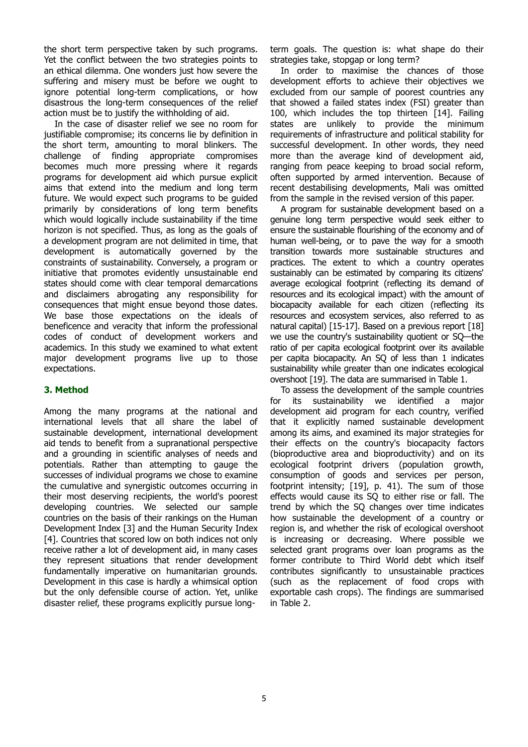the short term perspective taken by such programs. Yet the conflict between the two strategies points to an ethical dilemma. One wonders just how severe the suffering and misery must be before we ought to ignore potential long-term complications, or how disastrous the long-term consequences of the relief action must be to justify the withholding of aid.

In the case of disaster relief we see no room for justifiable compromise; its concerns lie by definition in the short term, amounting to moral blinkers. The challenge of finding appropriate compromises becomes much more pressing where it regards programs for development aid which pursue explicit aims that extend into the medium and long term future. We would expect such programs to be guided primarily by considerations of long term benefits which would logically include sustainability if the time horizon is not specified. Thus, as long as the goals of a development program are not delimited in time, that development is automatically governed by the constraints of sustainability. Conversely, a program or initiative that promotes evidently unsustainable end states should come with clear temporal demarcations and disclaimers abrogating any responsibility for consequences that might ensue beyond those dates. We base those expectations on the ideals of beneficence and veracity that inform the professional codes of conduct of development workers and academics. In this study we examined to what extent major development programs live up to those expectations.

## 3. Method

Among the many programs at the national and international levels that all share the label of sustainable development, international development aid tends to benefit from a supranational perspective and a grounding in scientific analyses of needs and potentials. Rather than attempting to gauge the successes of individual programs we chose to examine the cumulative and synergistic outcomes occurring in their most deserving recipients, the world's poorest developing countries. We selected our sample countries on the basis of their rankings on the Human Development Index [3] and the Human Security Index [4]. Countries that scored low on both indices not only receive rather a lot of development aid, in many cases they represent situations that render development fundamentally imperative on humanitarian grounds. Development in this case is hardly a whimsical option but the only defensible course of action. Yet, unlike disaster relief, these programs explicitly pursue long-term goals. The question is: what shape do their strategies take, stopgap or long term?

In order to maximise the chances of those development efforts to achieve their objectives we excluded from our sample of poorest countries any that showed a failed states index (FSI) greater than 100, which includes the top thirteen [14]. Failing states are unlikely to provide the minimum requirements of infrastructure and political stability for successful development. In other words, they need more than the average kind of development aid, ranging from peace keeping to broad social reform, often supported by armed intervention. Because of recent destabilising developments, Mali was omitted from the sample in the revised version of this paper.

A program for sustainable development based on a genuine long term perspective would seek either to ensure the sustainable flourishing of the economy and of human well-being, or to pave the way for a smooth transition towards more sustainable structures and practices. The extent to which a country operates sustainably can be estimated by comparing its citizens' average ecological footprint (reflecting its demand of resources and its ecological impact) with the amount of biocapacity available for each citizen (reflecting its resources and ecosystem services, also referred to as natural capital) [15-17]. Based on a previous report [18] we use the country's sustainability quotient or SQ—the ratio of per capita ecological footprint over its available per capita biocapacity. An SQ of less than 1 indicates sustainability while greater than one indicates ecological overshoot [19]. The data are summarised in Table 1.

To assess the development of the sample countries for its sustainability we identified a major development aid program for each country, verified that it explicitly named sustainable development among its aims, and examined its major strategies for their effects on the country's biocapacity factors (bioproductive area and bioproductivity) and on its ecological footprint drivers (population growth, consumption of goods and services per person, footprint intensity; [19], p. 41). The sum of those effects would cause its SQ to either rise or fall. The trend by which the SQ changes over time indicates how sustainable the development of a country or region is, and whether the risk of ecological overshoot is increasing or decreasing. Where possible we selected grant programs over loan programs as the former contribute to Third World debt which itself contributes significantly to unsustainable practices (such as the replacement of food crops with exportable cash crops). The findings are summarised in Table 2.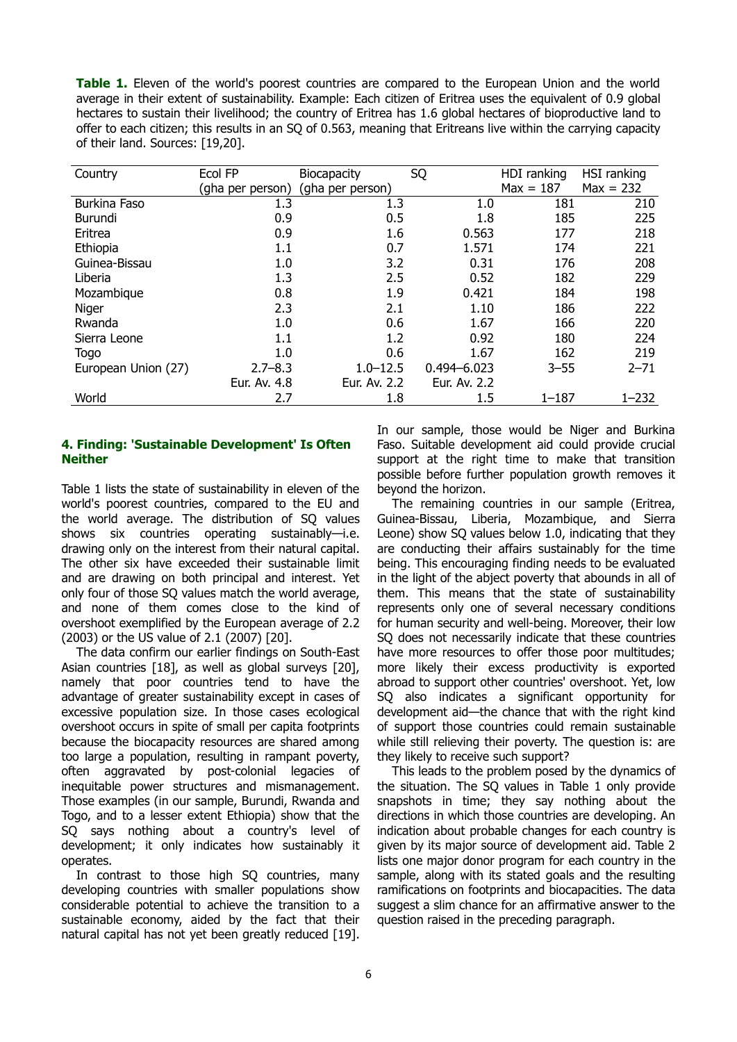**Table 1.** Eleven of the world's poorest countries are compared to the European Union and the world average in their extent of sustainability. Example: Each citizen of Eritrea uses the equivalent of 0.9 global hectares to sustain their livelihood; the country of Eritrea has 1.6 global hectares of bioproductive land to offer to each citizen; this results in an SQ of 0.563, meaning that Eritreans live within the carrying capacity of their land. Sources: [19,20].

| Country | Ecol FP (gha per person) | Biocapacity (gha per person) | SQ | HDI ranking Max = 187 | HSI ranking Max = 232 |
|---|---|---|---|---|---|
| Burkina Faso | 1.3 | 1.3 | 1.0 | 181 | 210 |
| Burundi | 0.9 | 0.5 | 1.8 | 185 | 225 |
| Eritrea | 0.9 | 1.6 | 0.563 | 177 | 218 |
| Ethiopia | 1.1 | 0.7 | 1.571 | 174 | 221 |
| Guinea-Bissau | 1.0 | 3.2 | 0.31 | 176 | 208 |
| Liberia | 1.3 | 2.5 | 0.52 | 182 | 229 |
| Mozambique | 0.8 | 1.9 | 0.421 | 184 | 198 |
| Niger | 2.3 | 2.1 | 1.10 | 186 | 222 |
| Rwanda | 1.0 | 0.6 | 1.67 | 166 | 220 |
| Sierra Leone | 1.1 | 1.2 | 0.92 | 180 | 224 |
| Togo | 1.0 | 0.6 | 1.67 | 162 | 219 |
| European Union (27) | 2.7–8.3 Eur. Av. 4.8 | 1.0–12.5 Eur. Av. 2.2 | 0.494–6.023 Eur. Av. 2.2 | 3–55 | 2–71 |
| World | 2.7 | 1.8 | 1.5 | 1–187 | 1–232 |

## 4. Finding: 'Sustainable Development' Is Often Neither

Table 1 lists the state of sustainability in eleven of the world's poorest countries, compared to the EU and the world average. The distribution of SQ values shows six countries operating sustainably—i.e. drawing only on the interest from their natural capital. The other six have exceeded their sustainable limit and are drawing on both principal and interest. Yet only four of those SQ values match the world average, and none of them comes close to the kind of overshoot exemplified by the European average of 2.2 (2003) or the US value of 2.1 (2007) [20].

The data confirm our earlier findings on South-East Asian countries [18], as well as global surveys [20], namely that poor countries tend to have the advantage of greater sustainability except in cases of excessive population size. In those cases ecological overshoot occurs in spite of small per capita footprints because the biocapacity resources are shared among too large a population, resulting in rampant poverty, often aggravated by post-colonial legacies of inequitable power structures and mismanagement. Those examples (in our sample, Burundi, Rwanda and Togo, and to a lesser extent Ethiopia) show that the SQ says nothing about a country's level of development; it only indicates how sustainably it operates.

In contrast to those high SQ countries, many developing countries with smaller populations show considerable potential to achieve the transition to a sustainable economy, aided by the fact that their natural capital has not yet been greatly reduced [19]. In our sample, those would be Niger and Burkina Faso. Suitable development aid could provide crucial support at the right time to make that transition possible before further population growth removes it beyond the horizon.

The remaining countries in our sample (Eritrea, Guinea-Bissau, Liberia, Mozambique, and Sierra Leone) show SQ values below 1.0, indicating that they are conducting their affairs sustainably for the time being. This encouraging finding needs to be evaluated in the light of the abject poverty that abounds in all of them. This means that the state of sustainability represents only one of several necessary conditions for human security and well-being. Moreover, their low SQ does not necessarily indicate that these countries have more resources to offer those poor multitudes; more likely their excess productivity is exported abroad to support other countries' overshoot. Yet, low SQ also indicates a significant opportunity for development aid—the chance that with the right kind of support those countries could remain sustainable while still relieving their poverty. The question is: are they likely to receive such support?

This leads to the problem posed by the dynamics of the situation. The SQ values in Table 1 only provide snapshots in time; they say nothing about the directions in which those countries are developing. An indication about probable changes for each country is given by its major source of development aid. Table 2 lists one major donor program for each country in the sample, along with its stated goals and the resulting ramifications on footprints and biocapacities. The data suggest a slim chance for an affirmative answer to the question raised in the preceding paragraph.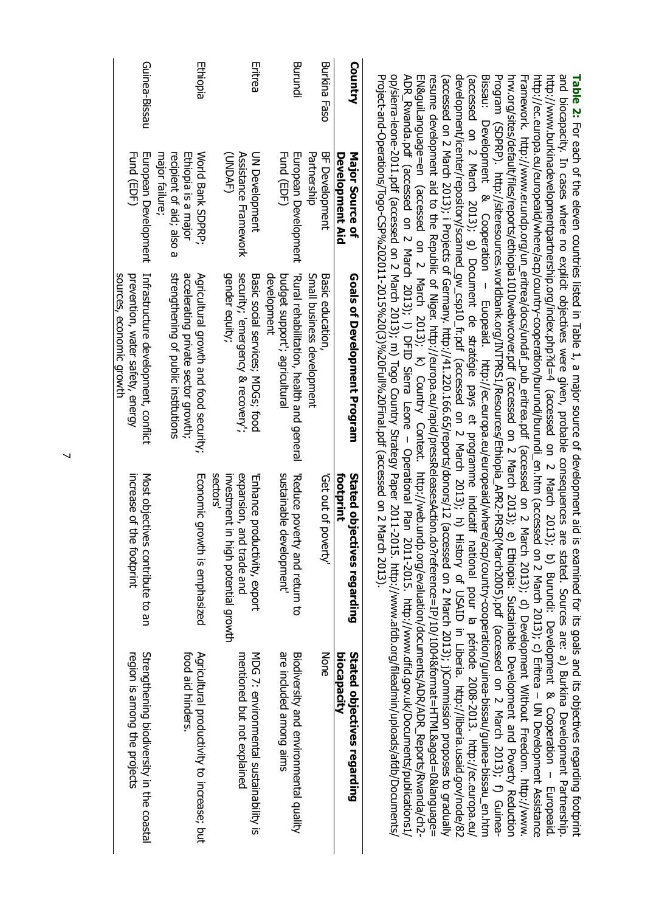**Table 2:** For each of the eleven countries listed in Table 1, a major source of development aid is examined for its goals and its objectives regarding footprint and biocapacity. In cases where no explicit objectives were given, probable consequences are stated. Sources are: a) Burkina Development Partnership. http://www.burkinadevelopmentpartnership.org/index.php?id=4 (accessed on 2 March 2013); b) Burundi: Development & Cooperation – Europeaid. http://ec.europa.eu/europeaid/where/acp/country-cooperation/burundi/burundi_en.htm (accessed on 2 March 2013); c) Eritrea – UN Development Assistance Framework. http://www.er.undp.org/un_eritrea/docs/undaf_pub_eritrea.pdf (accessed on 2 March 2013); d) Development Without Freedom. http://www.hrw.org/sites/default/files/reports/ethiopia1010webwcover.pdf (accessed on 2 March 2013); e) Ethiopia: Sustainable Development and Poverty Reduction Program (SDPRP). http://siteresources.worldbank.org/INTPRS1/Resources/Ethiopia_APR2-PRSP(March2005).pdf (accessed on 2 March 2013); f) Guinea-Bissau: Development & Cooperation – Eupeaid. http://ec.europa.eu/europeaid/where/acp/country-cooperation/guinea-bissau/guinea-bissau_en.htm (accessed on 2 March 2013); g) Document de stratégie pays et programme indicatif national pour la période 2008-2013. http://ec.europa.eu/development/icenter/repository/scanned_gw_csp10_fr.pdf (accessed on 2 March 2013); h) History of USAID in Liberia. http://liberia.usaid.gov/node/82 (accessed on 2 March 2013); i Projects of Germany. http://41.220.166.65/reports/donors/12 (accessed on 2 March 2013); j)Commission proposes to gradually resume development aid to the Republic of Niger. http://europa.eu/rapid/pressReleasesAction.do?reference=IP/10/1004&format=HTML&aged=0&language=EN&guiLanguage=en (accessed on 2 March 2013); k) Country Context. http://web.undp.org/evaluation/documents/ADR/ADR_Reports/Rwanda/ch2-ADR_Rwanda.pdf (accessed on 2 March 2013); l) DFID Sierra Leone – Operational Plan 2011-2015. http://www.dfid.gov.uk/Documents/publications1/op/sierra-leone-2011.pdf (accessed on 2 March 2013); m) Togo Country Strategy Paper 2011-2015. http://www.afdb.org/fileadmin/uploads/afdb/Documents/Project-and-Operations/Togo-CSP%202011-2015%20(3)%20Full%20Final.pdf (accessed on 2 March 2013).

| Country | Major Source of Development Aid | Goals of Development Program | Stated objectives regarding footprint | Stated objectives regarding biocapacity |
|---|---|---|---|---|
| Burkina Faso | BF Development Partnership | Basic education, Small business development | 'Get out of poverty' | None |
| Burundi | European Development Fund (EDF) | 'Rural rehabilitation, health and general budget support'; agricultural development | 'Reduce poverty and return to sustainable development' | Biodiversity and environmental quality are included among aims |
| Eritrea | UN Development Assistance Framework (UNDAF) | Basic social services; MDGs; food security; 'emergency & recovery'; gender equity; | 'Enhance productivity, export expansion, and trade and investment in high potential growth sectors' | MDG 7: environmental sustainability is mentioned but not explained |
| Ethiopia | World Bank SDPRP; Ethiopia is a major recipient of aid; also a major failure; | Agricultural growth and food security; accelerating private sector growth; strengthening of public institutions | Economic growth is emphasized | Agricultural productivity to increase; but food aid hinders. |
| Guinea-Bissau | European Development Fund (EDF) | Infrastructure development, conflict prevention, water safety, energy sources, economic growth | Most objectives contribute to an increase of the footprint | Strengthening biodiversity in the coastal region is among the projects |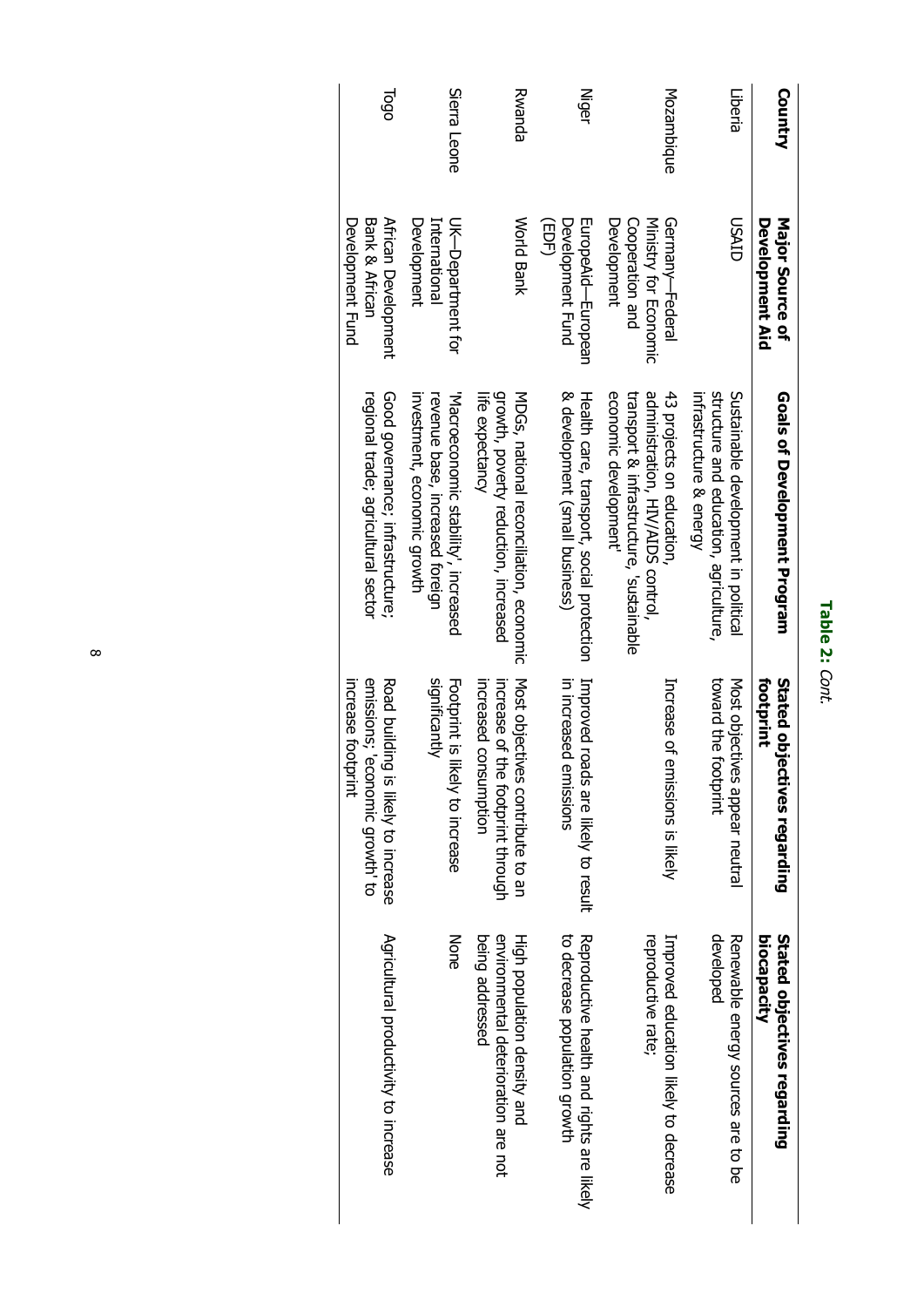**Table 2:** *Cont.*

| Country | Major Source of Development Aid | Goals of Development Program | Stated objectives regarding footprint | Stated objectives regarding biocapacity |
|---|---|---|---|---|
| Liberia | USAID | Sustainable development in political structure and education, agriculture, infrastructure & energy | Most objectives appear neutral toward the footprint | Renewable energy sources are to be developed |
| Mozambique | Germany—Federal Ministry for Economic Cooperation and Development | 43 projects on education, administration, HIV/AIDS control, transport & infrastructure, 'sustainable economic development' | Increase of emissions is likely | Improved education likely to decrease reproductive rate; |
| Niger | EuropeAid—European Development Fund (EDF) | Health care, transport, social protection & development (small business) | Improved roads are likely to result in increased emissions | Reproductive health and rights are likely to decrease population growth |
| Rwanda | World Bank | MDGs, national reconciliation, economic growth, poverty reduction, increased life expectancy | Most objectives contribute to an increase of the footprint through increased consumption | High population density and environmental deterioration are not being addressed |
| Sierra Leone | UK—Department for International Development | 'Macroeconomic stability', increased revenue base, increased foreign investment, economic growth | Footprint is likely to increase significantly | None |
| Togo | African Development Bank & African Development Fund | Good governance; infrastructure; regional trade; agricultural sector | Road building is likely to increase emissions; 'economic growth' to increase footprint | Agricultural productivity to increase |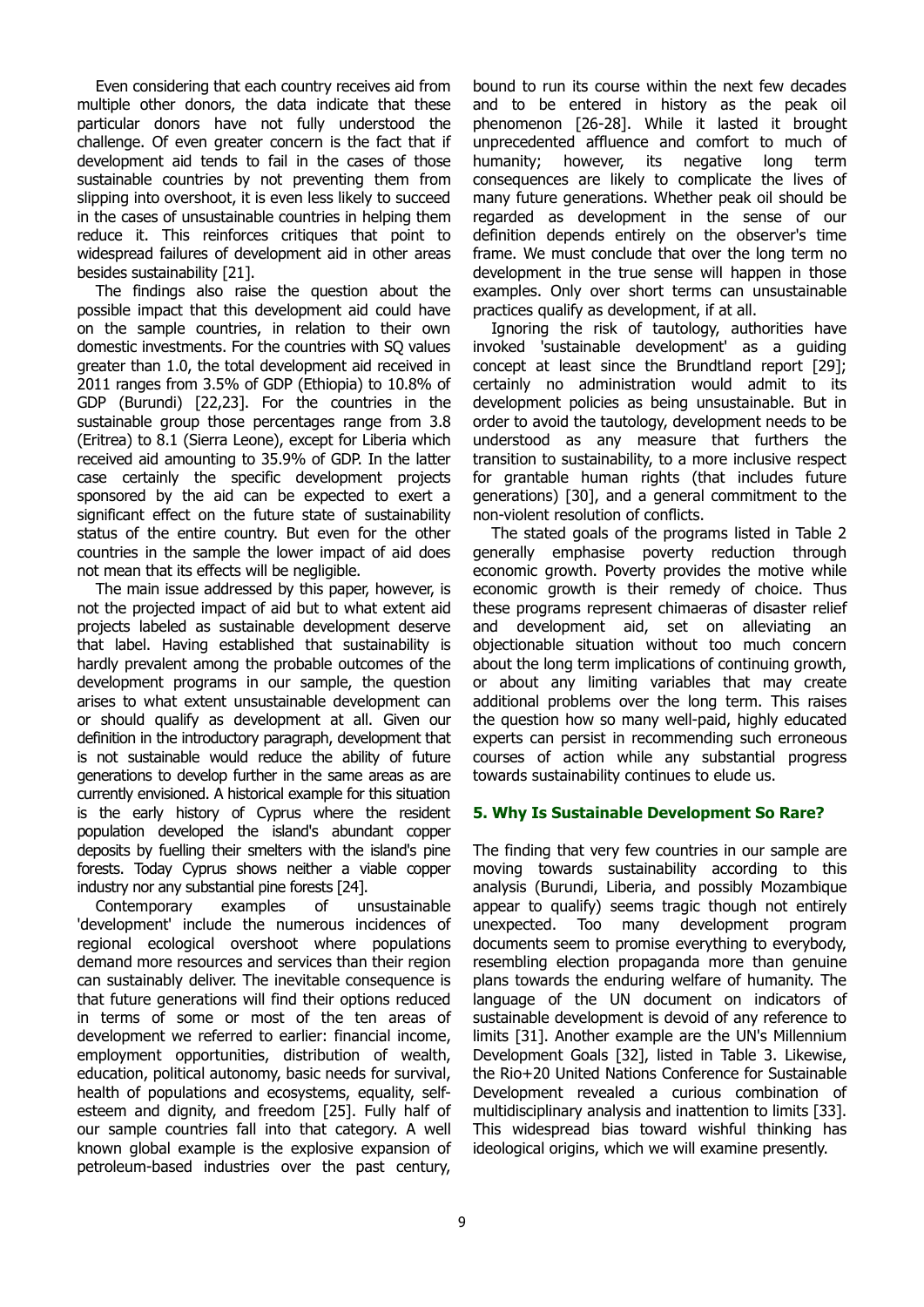Even considering that each country receives aid from multiple other donors, the data indicate that these particular donors have not fully understood the challenge. Of even greater concern is the fact that if development aid tends to fail in the cases of those sustainable countries by not preventing them from slipping into overshoot, it is even less likely to succeed in the cases of unsustainable countries in helping them reduce it. This reinforces critiques that point to widespread failures of development aid in other areas besides sustainability [21].

The findings also raise the question about the possible impact that this development aid could have on the sample countries, in relation to their own domestic investments. For the countries with SQ values greater than 1.0, the total development aid received in 2011 ranges from 3.5% of GDP (Ethiopia) to 10.8% of GDP (Burundi) [22,23]. For the countries in the sustainable group those percentages range from 3.8 (Eritrea) to 8.1 (Sierra Leone), except for Liberia which received aid amounting to 35.9% of GDP. In the latter case certainly the specific development projects sponsored by the aid can be expected to exert a significant effect on the future state of sustainability status of the entire country. But even for the other countries in the sample the lower impact of aid does not mean that its effects will be negligible.

The main issue addressed by this paper, however, is not the projected impact of aid but to what extent aid projects labeled as sustainable development deserve that label. Having established that sustainability is hardly prevalent among the probable outcomes of the development programs in our sample, the question arises to what extent unsustainable development can or should qualify as development at all. Given our definition in the introductory paragraph, development that is not sustainable would reduce the ability of future generations to develop further in the same areas as are currently envisioned. A historical example for this situation is the early history of Cyprus where the resident population developed the island's abundant copper deposits by fuelling their smelters with the island's pine forests. Today Cyprus shows neither a viable copper industry nor any substantial pine forests [24].

Contemporary examples of unsustainable 'development' include the numerous incidences of regional ecological overshoot where populations demand more resources and services than their region can sustainably deliver. The inevitable consequence is that future generations will find their options reduced in terms of some or most of the ten areas of development we referred to earlier: financial income, employment opportunities, distribution of wealth, education, political autonomy, basic needs for survival, health of populations and ecosystems, equality, self-esteem and dignity, and freedom [25]. Fully half of our sample countries fall into that category. A well known global example is the explosive expansion of petroleum-based industries over the past century, bound to run its course within the next few decades and to be entered in history as the peak oil phenomenon [26-28]. While it lasted it brought unprecedented affluence and comfort to much of humanity; however, its negative long term consequences are likely to complicate the lives of many future generations. Whether peak oil should be regarded as development in the sense of our definition depends entirely on the observer's time frame. We must conclude that over the long term no development in the true sense will happen in those examples. Only over short terms can unsustainable practices qualify as development, if at all.

Ignoring the risk of tautology, authorities have invoked 'sustainable development' as a guiding concept at least since the Brundtland report [29]; certainly no administration would admit to its development policies as being unsustainable. But in order to avoid the tautology, development needs to be understood as any measure that furthers the transition to sustainability, to a more inclusive respect for grantable human rights (that includes future generations) [30], and a general commitment to the non-violent resolution of conflicts.

The stated goals of the programs listed in Table 2 generally emphasise poverty reduction through economic growth. Poverty provides the motive while economic growth is their remedy of choice. Thus these programs represent chimaeras of disaster relief and development aid, set on alleviating an objectionable situation without too much concern about the long term implications of continuing growth, or about any limiting variables that may create additional problems over the long term. This raises the question how so many well-paid, highly educated experts can persist in recommending such erroneous courses of action while any substantial progress towards sustainability continues to elude us.

## 5. Why Is Sustainable Development So Rare?

The finding that very few countries in our sample are moving towards sustainability according to this analysis (Burundi, Liberia, and possibly Mozambique appear to qualify) seems tragic though not entirely unexpected. Too many development program documents seem to promise everything to everybody, resembling election propaganda more than genuine plans towards the enduring welfare of humanity. The language of the UN document on indicators of sustainable development is devoid of any reference to limits [31]. Another example are the UN's Millennium Development Goals [32], listed in Table 3. Likewise, the Rio+20 United Nations Conference for Sustainable Development revealed a curious combination of multidisciplinary analysis and inattention to limits [33]. This widespread bias toward wishful thinking has ideological origins, which we will examine presently.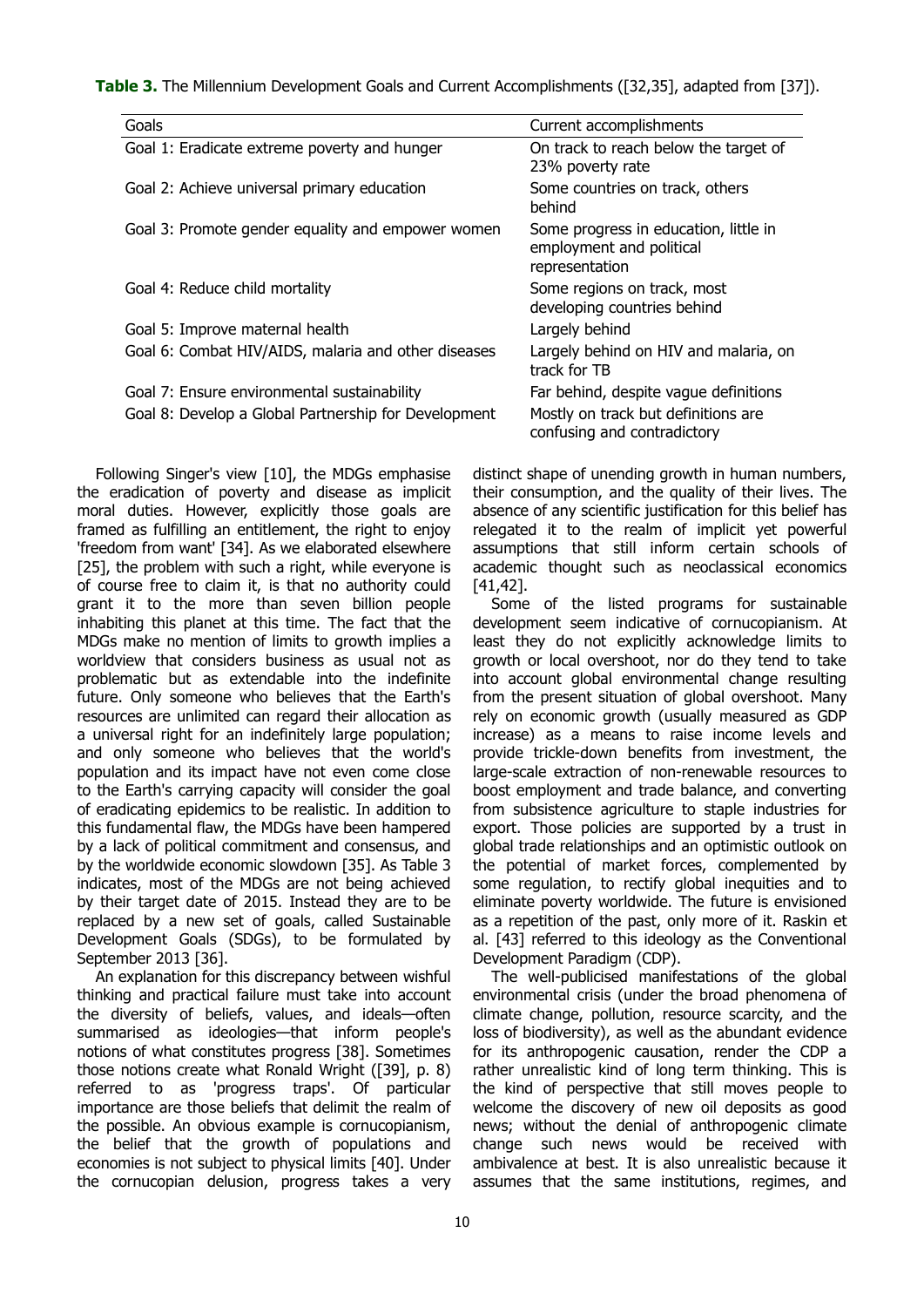**Table 3.** The Millennium Development Goals and Current Accomplishments ([32,35], adapted from [37]).

| Goals | Current accomplishments |
|---|---|
| Goal 1: Eradicate extreme poverty and hunger | On track to reach below the target of 23% poverty rate |
| Goal 2: Achieve universal primary education | Some countries on track, others behind |
| Goal 3: Promote gender equality and empower women | Some progress in education, little in employment and political representation |
| Goal 4: Reduce child mortality | Some regions on track, most developing countries behind |
| Goal 5: Improve maternal health | Largely behind |
| Goal 6: Combat HIV/AIDS, malaria and other diseases | Largely behind on HIV and malaria, on track for TB |
| Goal 7: Ensure environmental sustainability | Far behind, despite vague definitions |
| Goal 8: Develop a Global Partnership for Development | Mostly on track but definitions are confusing and contradictory |

Following Singer's view [10], the MDGs emphasise the eradication of poverty and disease as implicit moral duties. However, explicitly those goals are framed as fulfilling an entitlement, the right to enjoy 'freedom from want' [34]. As we elaborated elsewhere [25], the problem with such a right, while everyone is of course free to claim it, is that no authority could grant it to the more than seven billion people inhabiting this planet at this time. The fact that the MDGs make no mention of limits to growth implies a worldview that considers business as usual not as problematic but as extendable into the indefinite future. Only someone who believes that the Earth's resources are unlimited can regard their allocation as a universal right for an indefinitely large population; and only someone who believes that the world's population and its impact have not even come close to the Earth's carrying capacity will consider the goal of eradicating epidemics to be realistic. In addition to this fundamental flaw, the MDGs have been hampered by a lack of political commitment and consensus, and by the worldwide economic slowdown [35]. As Table 3 indicates, most of the MDGs are not being achieved by their target date of 2015. Instead they are to be replaced by a new set of goals, called Sustainable Development Goals (SDGs), to be formulated by September 2013 [36].

An explanation for this discrepancy between wishful thinking and practical failure must take into account the diversity of beliefs, values, and ideals—often summarised as ideologies—that inform people's notions of what constitutes progress [38]. Sometimes those notions create what Ronald Wright ([39], p. 8) referred to as 'progress traps'. Of particular importance are those beliefs that delimit the realm of the possible. An obvious example is cornucopianism, the belief that the growth of populations and economies is not subject to physical limits [40]. Under the cornucopian delusion, progress takes a very distinct shape of unending growth in human numbers, their consumption, and the quality of their lives. The absence of any scientific justification for this belief has relegated it to the realm of implicit yet powerful assumptions that still inform certain schools of academic thought such as neoclassical economics [41,42].

Some of the listed programs for sustainable development seem indicative of cornucopianism. At least they do not explicitly acknowledge limits to growth or local overshoot, nor do they tend to take into account global environmental change resulting from the present situation of global overshoot. Many rely on economic growth (usually measured as GDP increase) as a means to raise income levels and provide trickle-down benefits from investment, the large-scale extraction of non-renewable resources to boost employment and trade balance, and converting from subsistence agriculture to staple industries for export. Those policies are supported by a trust in global trade relationships and an optimistic outlook on the potential of market forces, complemented by some regulation, to rectify global inequities and to eliminate poverty worldwide. The future is envisioned as a repetition of the past, only more of it. Raskin et al. [43] referred to this ideology as the Conventional Development Paradigm (CDP).

The well-publicised manifestations of the global environmental crisis (under the broad phenomena of climate change, pollution, resource scarcity, and the loss of biodiversity), as well as the abundant evidence for its anthropogenic causation, render the CDP a rather unrealistic kind of long term thinking. This is the kind of perspective that still moves people to welcome the discovery of new oil deposits as good news; without the denial of anthropogenic climate change such news would be received with ambivalence at best. It is also unrealistic because it assumes that the same institutions, regimes, and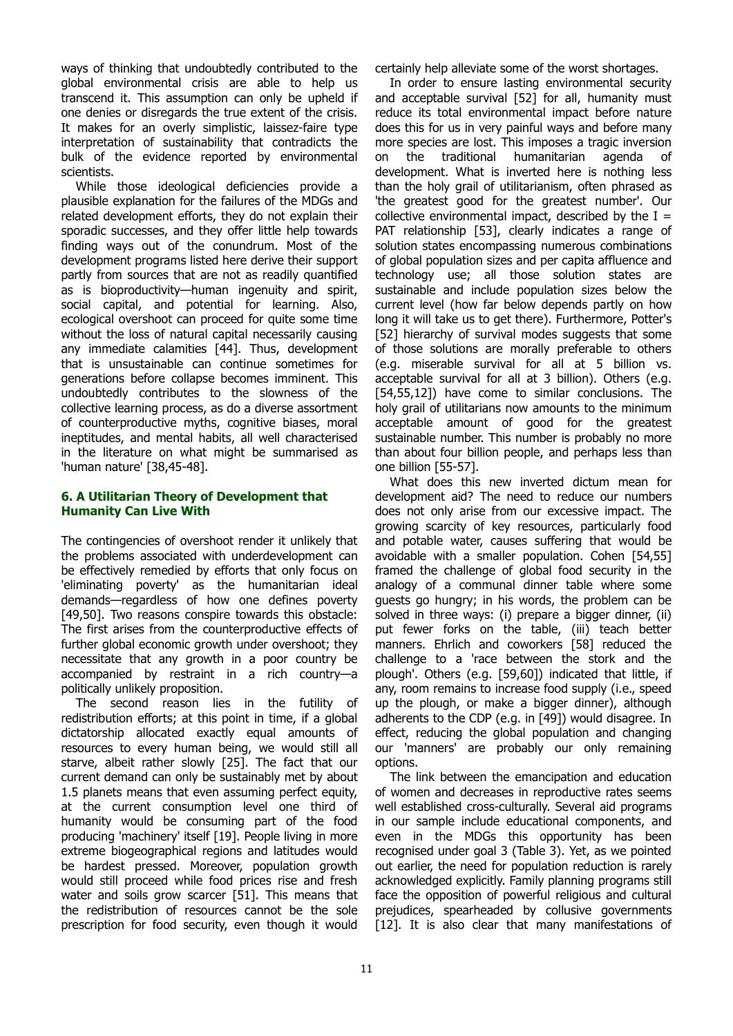ways of thinking that undoubtedly contributed to the global environmental crisis are able to help us transcend it. This assumption can only be upheld if one denies or disregards the true extent of the crisis. It makes for an overly simplistic, laissez-faire type interpretation of sustainability that contradicts the bulk of the evidence reported by environmental scientists.

While those ideological deficiencies provide a plausible explanation for the failures of the MDGs and related development efforts, they do not explain their sporadic successes, and they offer little help towards finding ways out of the conundrum. Most of the development programs listed here derive their support partly from sources that are not as readily quantified as is bioproductivity—human ingenuity and spirit, social capital, and potential for learning. Also, ecological overshoot can proceed for quite some time without the loss of natural capital necessarily causing any immediate calamities [44]. Thus, development that is unsustainable can continue sometimes for generations before collapse becomes imminent. This undoubtedly contributes to the slowness of the collective learning process, as do a diverse assortment of counterproductive myths, cognitive biases, moral ineptitudes, and mental habits, all well characterised in the literature on what might be summarised as 'human nature' [38,45-48].

## 6. A Utilitarian Theory of Development that Humanity Can Live With

The contingencies of overshoot render it unlikely that the problems associated with underdevelopment can be effectively remedied by efforts that only focus on 'eliminating poverty' as the humanitarian ideal demands—regardless of how one defines poverty [49,50]. Two reasons conspire towards this obstacle: The first arises from the counterproductive effects of further global economic growth under overshoot; they necessitate that any growth in a poor country be accompanied by restraint in a rich country—a politically unlikely proposition.

The second reason lies in the futility of redistribution efforts; at this point in time, if a global dictatorship allocated exactly equal amounts of resources to every human being, we would still all starve, albeit rather slowly [25]. The fact that our current demand can only be sustainably met by about 1.5 planets means that even assuming perfect equity, at the current consumption level one third of humanity would be consuming part of the food producing 'machinery' itself [19]. People living in more extreme biogeographical regions and latitudes would be hardest pressed. Moreover, population growth would still proceed while food prices rise and fresh water and soils grow scarcer [51]. This means that the redistribution of resources cannot be the sole prescription for food security, even though it would certainly help alleviate some of the worst shortages.

In order to ensure lasting environmental security and acceptable survival [52] for all, humanity must reduce its total environmental impact before nature does this for us in very painful ways and before many more species are lost. This imposes a tragic inversion on the traditional humanitarian agenda of development. What is inverted here is nothing less than the holy grail of utilitarianism, often phrased as 'the greatest good for the greatest number'. Our collective environmental impact, described by the I = PAT relationship [53], clearly indicates a range of solution states encompassing numerous combinations of global population sizes and per capita affluence and technology use; all those solution states are sustainable and include population sizes below the current level (how far below depends partly on how long it will take us to get there). Furthermore, Potter's [52] hierarchy of survival modes suggests that some of those solutions are morally preferable to others (e.g. miserable survival for all at 5 billion vs. acceptable survival for all at 3 billion). Others (e.g. [54,55,12]) have come to similar conclusions. The holy grail of utilitarians now amounts to the minimum acceptable amount of good for the greatest sustainable number. This number is probably no more than about four billion people, and perhaps less than one billion [55-57].

What does this new inverted dictum mean for development aid? The need to reduce our numbers does not only arise from our excessive impact. The growing scarcity of key resources, particularly food and potable water, causes suffering that would be avoidable with a smaller population. Cohen [54,55] framed the challenge of global food security in the analogy of a communal dinner table where some guests go hungry; in his words, the problem can be solved in three ways: (i) prepare a bigger dinner, (ii) put fewer forks on the table, (iii) teach better manners. Ehrlich and coworkers [58] reduced the challenge to a 'race between the stork and the plough'. Others (e.g. [59,60]) indicated that little, if any, room remains to increase food supply (i.e., speed up the plough, or make a bigger dinner), although adherents to the CDP (e.g. in [49]) would disagree. In effect, reducing the global population and changing our 'manners' are probably our only remaining options.

The link between the emancipation and education of women and decreases in reproductive rates seems well established cross-culturally. Several aid programs in our sample include educational components, and even in the MDGs this opportunity has been recognised under goal 3 (Table 3). Yet, as we pointed out earlier, the need for population reduction is rarely acknowledged explicitly. Family planning programs still face the opposition of powerful religious and cultural prejudices, spearheaded by collusive governments [12]. It is also clear that many manifestations of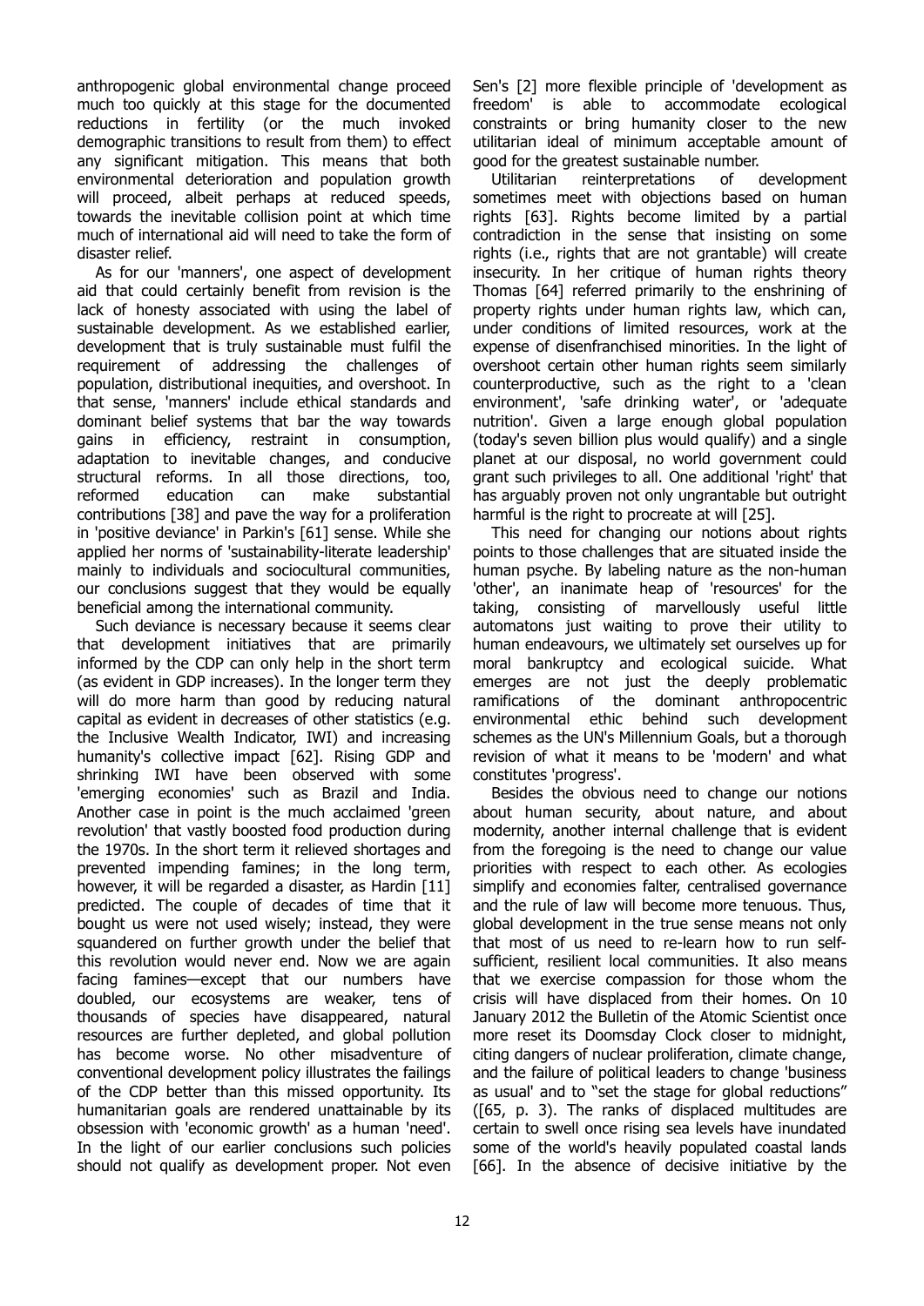anthropogenic global environmental change proceed much too quickly at this stage for the documented reductions in fertility (or the much invoked demographic transitions to result from them) to effect any significant mitigation. This means that both environmental deterioration and population growth will proceed, albeit perhaps at reduced speeds, towards the inevitable collision point at which time much of international aid will need to take the form of disaster relief.

As for our 'manners', one aspect of development aid that could certainly benefit from revision is the lack of honesty associated with using the label of sustainable development. As we established earlier, development that is truly sustainable must fulfil the requirement of addressing the challenges of population, distributional inequities, and overshoot. In that sense, 'manners' include ethical standards and dominant belief systems that bar the way towards gains in efficiency, restraint in consumption, adaptation to inevitable changes, and conducive structural reforms. In all those directions, too, reformed education can make substantial contributions [38] and pave the way for a proliferation in 'positive deviance' in Parkin's [61] sense. While she applied her norms of 'sustainability-literate leadership' mainly to individuals and sociocultural communities, our conclusions suggest that they would be equally beneficial among the international community.

Such deviance is necessary because it seems clear that development initiatives that are primarily informed by the CDP can only help in the short term (as evident in GDP increases). In the longer term they will do more harm than good by reducing natural capital as evident in decreases of other statistics (e.g. the Inclusive Wealth Indicator, IWI) and increasing humanity's collective impact [62]. Rising GDP and shrinking IWI have been observed with some 'emerging economies' such as Brazil and India. Another case in point is the much acclaimed 'green revolution' that vastly boosted food production during the 1970s. In the short term it relieved shortages and prevented impending famines; in the long term, however, it will be regarded a disaster, as Hardin [11] predicted. The couple of decades of time that it bought us were not used wisely; instead, they were squandered on further growth under the belief that this revolution would never end. Now we are again facing famines—except that our numbers have doubled, our ecosystems are weaker, tens of thousands of species have disappeared, natural resources are further depleted, and global pollution has become worse. No other misadventure of conventional development policy illustrates the failings of the CDP better than this missed opportunity. Its humanitarian goals are rendered unattainable by its obsession with 'economic growth' as a human 'need'. In the light of our earlier conclusions such policies should not qualify as development proper. Not even Sen's [2] more flexible principle of 'development as freedom' is able to accommodate ecological constraints or bring humanity closer to the new utilitarian ideal of minimum acceptable amount of good for the greatest sustainable number.

Utilitarian reinterpretations of development sometimes meet with objections based on human rights [63]. Rights become limited by a partial contradiction in the sense that insisting on some rights (i.e., rights that are not grantable) will create insecurity. In her critique of human rights theory Thomas [64] referred primarily to the enshrining of property rights under human rights law, which can, under conditions of limited resources, work at the expense of disenfranchised minorities. In the light of overshoot certain other human rights seem similarly counterproductive, such as the right to a 'clean environment', 'safe drinking water', or 'adequate nutrition'. Given a large enough global population (today's seven billion plus would qualify) and a single planet at our disposal, no world government could grant such privileges to all. One additional 'right' that has arguably proven not only ungrantable but outright harmful is the right to procreate at will [25].

This need for changing our notions about rights points to those challenges that are situated inside the human psyche. By labeling nature as the non-human 'other', an inanimate heap of 'resources' for the taking, consisting of marvellously useful little automatons just waiting to prove their utility to human endeavours, we ultimately set ourselves up for moral bankruptcy and ecological suicide. What emerges are not just the deeply problematic ramifications of the dominant anthropocentric environmental ethic behind such development schemes as the UN's Millennium Goals, but a thorough revision of what it means to be 'modern' and what constitutes 'progress'.

Besides the obvious need to change our notions about human security, about nature, and about modernity, another internal challenge that is evident from the foregoing is the need to change our value priorities with respect to each other. As ecologies simplify and economies falter, centralised governance and the rule of law will become more tenuous. Thus, global development in the true sense means not only that most of us need to re-learn how to run self-sufficient, resilient local communities. It also means that we exercise compassion for those whom the crisis will have displaced from their homes. On 10 January 2012 the Bulletin of the Atomic Scientist once more reset its Doomsday Clock closer to midnight, citing dangers of nuclear proliferation, climate change, and the failure of political leaders to change 'business as usual' and to "set the stage for global reductions" ([65, p. 3). The ranks of displaced multitudes are certain to swell once rising sea levels have inundated some of the world's heavily populated coastal lands [66]. In the absence of decisive initiative by the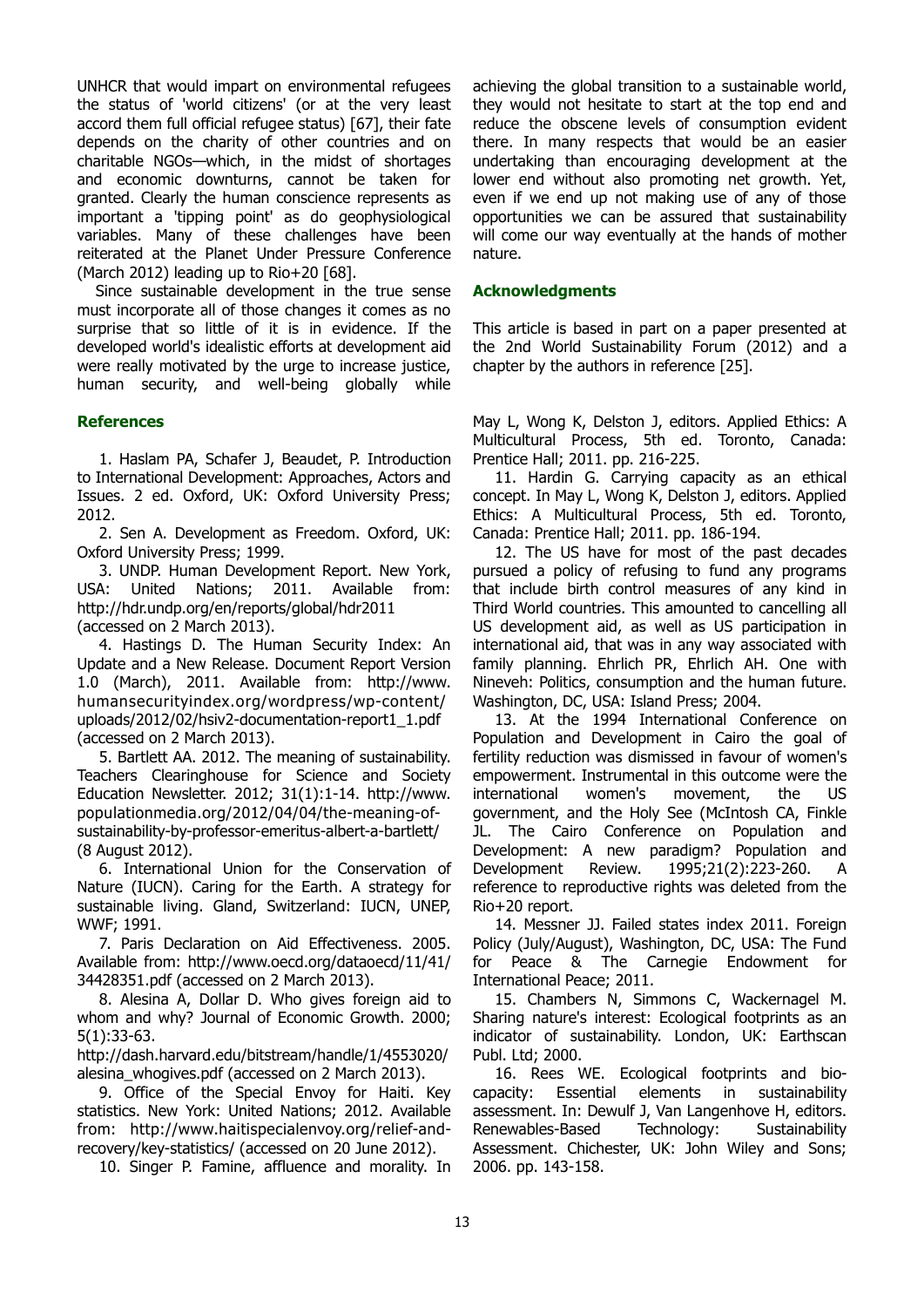UNHCR that would impart on environmental refugees the status of 'world citizens' (or at the very least accord them full official refugee status) [67], their fate depends on the charity of other countries and on charitable NGOs—which, in the midst of shortages and economic downturns, cannot be taken for granted. Clearly the human conscience represents as important a 'tipping point' as do geophysiological variables. Many of these challenges have been reiterated at the Planet Under Pressure Conference (March 2012) leading up to Rio+20 [68].

Since sustainable development in the true sense must incorporate all of those changes it comes as no surprise that so little of it is in evidence. If the developed world's idealistic efforts at development aid were really motivated by the urge to increase justice, human security, and well-being globally while achieving the global transition to a sustainable world, they would not hesitate to start at the top end and reduce the obscene levels of consumption evident there. In many respects that would be an easier undertaking than encouraging development at the lower end without also promoting net growth. Yet, even if we end up not making use of any of those opportunities we can be assured that sustainability will come our way eventually at the hands of mother nature.

## Acknowledgments

This article is based in part on a paper presented at the 2nd World Sustainability Forum (2012) and a chapter by the authors in reference [25].

## References

1. Haslam PA, Schafer J, Beaudet, P. Introduction to International Development: Approaches, Actors and Issues. 2 ed. Oxford, UK: Oxford University Press; 2012.
2. Sen A. Development as Freedom. Oxford, UK: Oxford University Press; 1999.
3. UNDP. Human Development Report. New York, USA: United Nations; 2011. Available from: http://hdr.undp.org/en/reports/global/hdr2011 (accessed on 2 March 2013).
4. Hastings D. The Human Security Index: An Update and a New Release. Document Report Version 1.0 (March), 2011. Available from: http://www.humansecurityindex.org/wordpress/wp-content/uploads/2012/02/hsiv2-documentation-report1_1.pdf (accessed on 2 March 2013).
5. Bartlett AA. 2012. The meaning of sustainability. Teachers Clearinghouse for Science and Society Education Newsletter. 2012; 31(1):1-14. http://www.populationmedia.org/2012/04/04/the-meaning-of-sustainability-by-professor-emeritus-albert-a-bartlett/ (8 August 2012).
6. International Union for the Conservation of Nature (IUCN). Caring for the Earth. A strategy for sustainable living. Gland, Switzerland: IUCN, UNEP, WWF; 1991.
7. Paris Declaration on Aid Effectiveness. 2005. Available from: http://www.oecd.org/dataoecd/11/41/34428351.pdf (accessed on 2 March 2013).
8. Alesina A, Dollar D. Who gives foreign aid to whom and why? Journal of Economic Growth. 2000; 5(1):33-63. http://dash.harvard.edu/bitstream/handle/1/4553020/alesina_whogives.pdf (accessed on 2 March 2013).
9. Office of the Special Envoy for Haiti. Key statistics. New York: United Nations; 2012. Available from: http://www.haitispecialenvoy.org/relief-and-recovery/key-statistics/ (accessed on 20 June 2012).
10. Singer P. Famine, affluence and morality. In May L, Wong K, Delston J, editors. Applied Ethics: A Multicultural Process, 5th ed. Toronto, Canada: Prentice Hall; 2011. pp. 216-225.
11. Hardin G. Carrying capacity as an ethical concept. In May L, Wong K, Delston J, editors. Applied Ethics: A Multicultural Process, 5th ed. Toronto, Canada: Prentice Hall; 2011. pp. 186-194.
12. The US have for most of the past decades pursued a policy of refusing to fund any programs that include birth control measures of any kind in Third World countries. This amounted to cancelling all US development aid, as well as US participation in international aid, that was in any way associated with family planning. Ehrlich PR, Ehrlich AH. One with Nineveh: Politics, consumption and the human future. Washington, DC, USA: Island Press; 2004.
13. At the 1994 International Conference on Population and Development in Cairo the goal of fertility reduction was dismissed in favour of women's empowerment. Instrumental in this outcome were the international women's movement, the US government, and the Holy See (McIntosh CA, Finkle JL. The Cairo Conference on Population and Development: A new paradigm? Population and Development Review. 1995;21(2):223-260. A reference to reproductive rights was deleted from the Rio+20 report.
14. Messner JJ. Failed states index 2011. Foreign Policy (July/August), Washington, DC, USA: The Fund for Peace & The Carnegie Endowment for International Peace; 2011.
15. Chambers N, Simmons C, Wackernagel M. Sharing nature's interest: Ecological footprints as an indicator of sustainability. London, UK: Earthscan Publ. Ltd; 2000.
16. Rees WE. Ecological footprints and bio-capacity: Essential elements in sustainability assessment. In: Dewulf J, Van Langenhove H, editors. Renewables-Based Technology: Sustainability Assessment. Chichester, UK: John Wiley and Sons; 2006. pp. 143-158.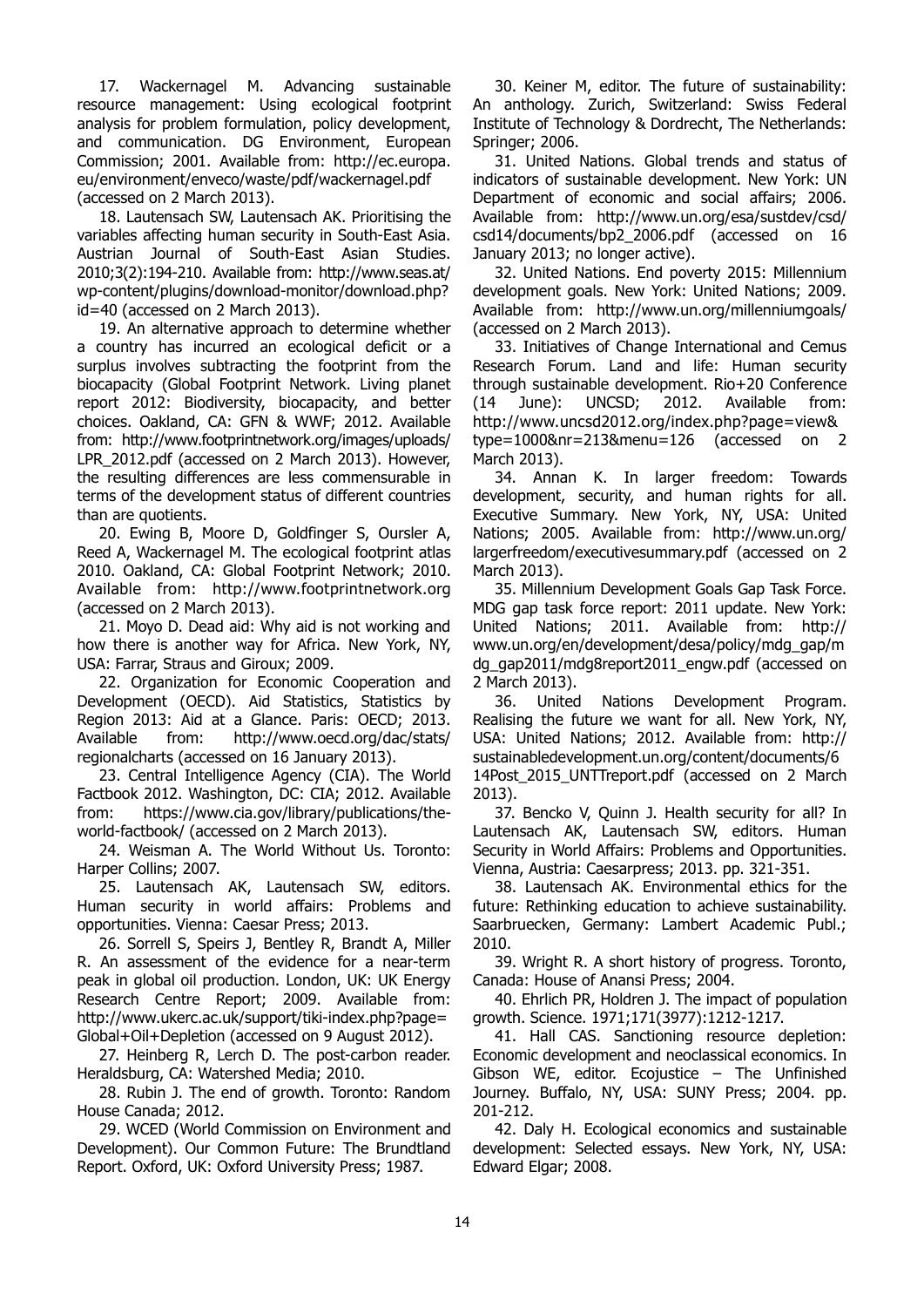17. Wackernagel M. Advancing sustainable resource management: Using ecological footprint analysis for problem formulation, policy development, and communication. DG Environment, European Commission; 2001. Available from: http://ec.europa.eu/environment/enveco/waste/pdf/wackernagel.pdf (accessed on 2 March 2013).

18. Lautensach SW, Lautensach AK. Prioritising the variables affecting human security in South-East Asia. Austrian Journal of South-East Asian Studies. 2010;3(2):194-210. Available from: http://www.seas.at/wp-content/plugins/download-monitor/download.php?id=40 (accessed on 2 March 2013).

19. An alternative approach to determine whether a country has incurred an ecological deficit or a surplus involves subtracting the footprint from the biocapacity (Global Footprint Network. Living planet report 2012: Biodiversity, biocapacity, and better choices. Oakland, CA: GFN & WWF; 2012. Available from: http://www.footprintnetwork.org/images/uploads/LPR_2012.pdf (accessed on 2 March 2013). However, the resulting differences are less commensurable in terms of the development status of different countries than are quotients.

20. Ewing B, Moore D, Goldfinger S, Oursler A, Reed A, Wackernagel M. The ecological footprint atlas 2010. Oakland, CA: Global Footprint Network; 2010. Available from: http://www.footprintnetwork.org (accessed on 2 March 2013).

21. Moyo D. Dead aid: Why aid is not working and how there is another way for Africa. New York, NY, USA: Farrar, Straus and Giroux; 2009.

22. Organization for Economic Cooperation and Development (OECD). Aid Statistics, Statistics by Region 2013: Aid at a Glance. Paris: OECD; 2013. Available from: http://www.oecd.org/dac/stats/regionalcharts (accessed on 16 January 2013).

23. Central Intelligence Agency (CIA). The World Factbook 2012. Washington, DC: CIA; 2012. Available from: https://www.cia.gov/library/publications/the-world-factbook/ (accessed on 2 March 2013).

24. Weisman A. The World Without Us. Toronto: Harper Collins; 2007.

25. Lautensach AK, Lautensach SW, editors. Human security in world affairs: Problems and opportunities. Vienna: Caesar Press; 2013.

26. Sorrell S, Speirs J, Bentley R, Brandt A, Miller R. An assessment of the evidence for a near-term peak in global oil production. London, UK: UK Energy Research Centre Report; 2009. Available from: http://www.ukerc.ac.uk/support/tiki-index.php?page=Global+Oil+Depletion (accessed on 9 August 2012).

27. Heinberg R, Lerch D. The post-carbon reader. Heraldsburg, CA: Watershed Media; 2010.

28. Rubin J. The end of growth. Toronto: Random House Canada; 2012.

29. WCED (World Commission on Environment and Development). Our Common Future: The Brundtland Report. Oxford, UK: Oxford University Press; 1987.

30. Keiner M, editor. The future of sustainability: An anthology. Zurich, Switzerland: Swiss Federal Institute of Technology & Dordrecht, The Netherlands: Springer; 2006.

31. United Nations. Global trends and status of indicators of sustainable development. New York: UN Department of economic and social affairs; 2006. Available from: http://www.un.org/esa/sustdev/csd/csd14/documents/bp2_2006.pdf (accessed on 16 January 2013; no longer active).

32. United Nations. End poverty 2015: Millennium development goals. New York: United Nations; 2009. Available from: http://www.un.org/millenniumgoals/ (accessed on 2 March 2013).

33. Initiatives of Change International and Cemus Research Forum. Land and life: Human security through sustainable development. Rio+20 Conference (14 June): UNCSD; 2012. Available from: http://www.uncsd2012.org/index.php?page=view&type=1000&nr=213&menu=126 (accessed on 2 March 2013).

34. Annan K. In larger freedom: Towards development, security, and human rights for all. Executive Summary. New York, NY, USA: United Nations; 2005. Available from: http://www.un.org/largerfreedom/executivesummary.pdf (accessed on 2 March 2013).

35. Millennium Development Goals Gap Task Force. MDG gap task force report: 2011 update. New York: United Nations; 2011. Available from: http://www.un.org/en/development/desa/policy/mdg_gap/mdg_gap2011/mdg8report2011_engw.pdf (accessed on 2 March 2013).

36. United Nations Development Program. Realising the future we want for all. New York, NY, USA: United Nations; 2012. Available from: http://sustainabledevelopment.un.org/content/documents/614Post_2015_UNTTreport.pdf (accessed on 2 March 2013).

37. Bencko V, Quinn J. Health security for all? In Lautensach AK, Lautensach SW, editors. Human Security in World Affairs: Problems and Opportunities. Vienna, Austria: Caesarpress; 2013. pp. 321-351.

38. Lautensach AK. Environmental ethics for the future: Rethinking education to achieve sustainability. Saarbruecken, Germany: Lambert Academic Publ.; 2010.

39. Wright R. A short history of progress. Toronto, Canada: House of Anansi Press; 2004.

40. Ehrlich PR, Holdren J. The impact of population growth. Science. 1971;171(3977):1212-1217.

41. Hall CAS. Sanctioning resource depletion: Economic development and neoclassical economics. In Gibson WE, editor. Ecojustice – The Unfinished Journey. Buffalo, NY, USA: SUNY Press; 2004. pp. 201-212.

42. Daly H. Ecological economics and sustainable development: Selected essays. New York, NY, USA: Edward Elgar; 2008.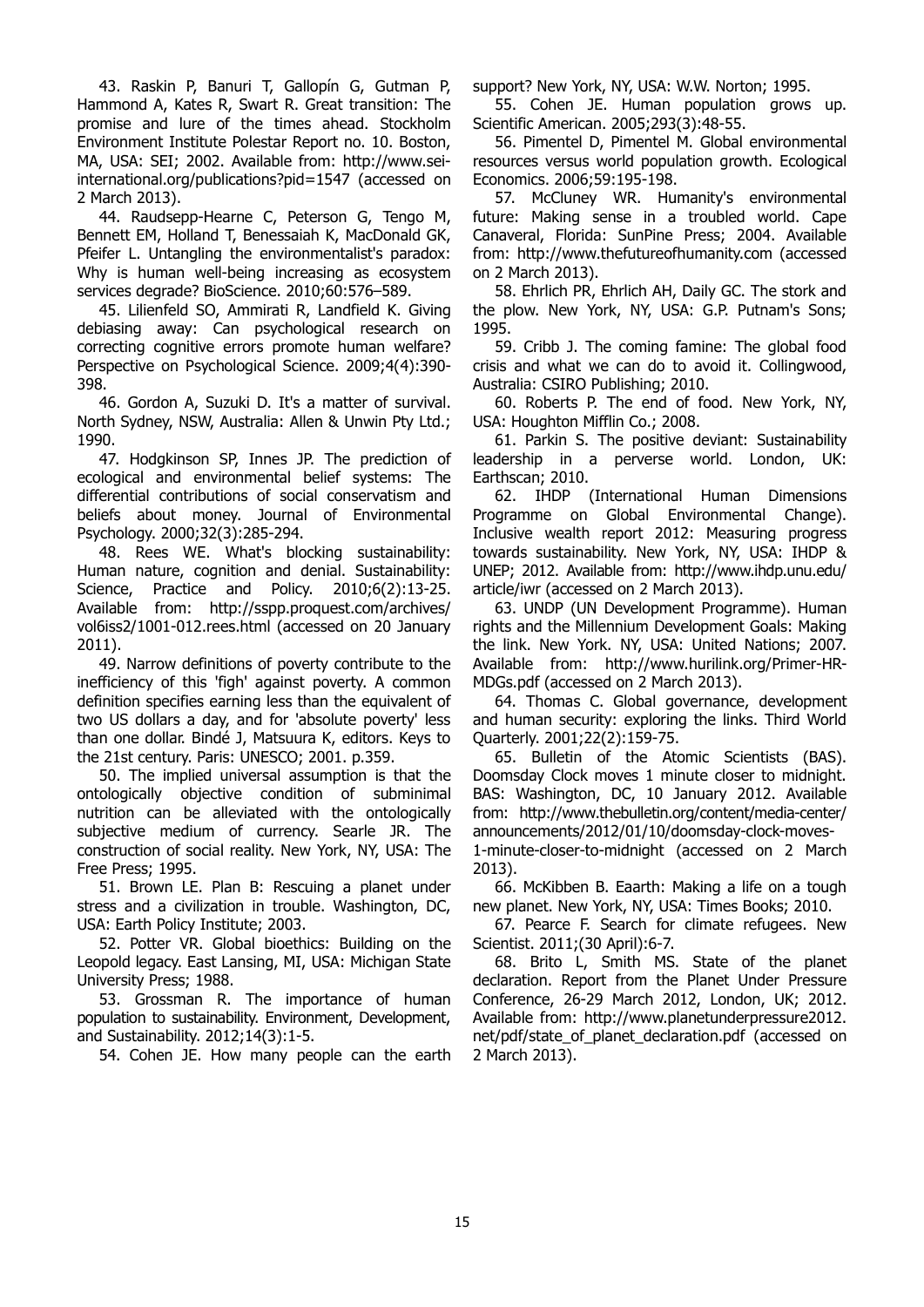43. Raskin P, Banuri T, Gallopín G, Gutman P, Hammond A, Kates R, Swart R. Great transition: The promise and lure of the times ahead. Stockholm Environment Institute Polestar Report no. 10. Boston, MA, USA: SEI; 2002. Available from: http://www.sei-international.org/publications?pid=1547 (accessed on 2 March 2013).

44. Raudsepp-Hearne C, Peterson G, Tengo M, Bennett EM, Holland T, Benessaiah K, MacDonald GK, Pfeifer L. Untangling the environmentalist's paradox: Why is human well-being increasing as ecosystem services degrade? BioScience. 2010;60:576–589.

45. Lilienfeld SO, Ammirati R, Landfield K. Giving debiasing away: Can psychological research on correcting cognitive errors promote human welfare? Perspective on Psychological Science. 2009;4(4):390-398.

46. Gordon A, Suzuki D. It's a matter of survival. North Sydney, NSW, Australia: Allen & Unwin Pty Ltd.; 1990.

47. Hodgkinson SP, Innes JP. The prediction of ecological and environmental belief systems: The differential contributions of social conservatism and beliefs about money. Journal of Environmental Psychology. 2000;32(3):285-294.

48. Rees WE. What's blocking sustainability: Human nature, cognition and denial. Sustainability: Science, Practice and Policy. 2010;6(2):13-25. Available from: http://sspp.proquest.com/archives/vol6iss2/1001-012.rees.html (accessed on 20 January 2011).

49. Narrow definitions of poverty contribute to the inefficiency of this 'figh' against poverty. A common definition specifies earning less than the equivalent of two US dollars a day, and for 'absolute poverty' less than one dollar. Bindé J, Matsuura K, editors. Keys to the 21st century. Paris: UNESCO; 2001. p.359.

50. The implied universal assumption is that the ontologically objective condition of subminimal nutrition can be alleviated with the ontologically subjective medium of currency. Searle JR. The construction of social reality. New York, NY, USA: The Free Press; 1995.

51. Brown LE. Plan B: Rescuing a planet under stress and a civilization in trouble. Washington, DC, USA: Earth Policy Institute; 2003.

52. Potter VR. Global bioethics: Building on the Leopold legacy. East Lansing, MI, USA: Michigan State University Press; 1988.

53. Grossman R. The importance of human population to sustainability. Environment, Development, and Sustainability. 2012;14(3):1-5.

54. Cohen JE. How many people can the earth support? New York, NY, USA: W.W. Norton; 1995.

55. Cohen JE. Human population grows up. Scientific American. 2005;293(3):48-55.

56. Pimentel D, Pimentel M. Global environmental resources versus world population growth. Ecological Economics. 2006;59:195-198.

57. McCluney WR. Humanity's environmental future: Making sense in a troubled world. Cape Canaveral, Florida: SunPine Press; 2004. Available from: http://www.thefutureofhumanity.com (accessed on 2 March 2013).

58. Ehrlich PR, Ehrlich AH, Daily GC. The stork and the plow. New York, NY, USA: G.P. Putnam's Sons; 1995.

59. Cribb J. The coming famine: The global food crisis and what we can do to avoid it. Collingwood, Australia: CSIRO Publishing; 2010.

60. Roberts P. The end of food. New York, NY, USA: Houghton Mifflin Co.; 2008.

61. Parkin S. The positive deviant: Sustainability leadership in a perverse world. London, UK: Earthscan; 2010.

62. IHDP (International Human Dimensions Programme on Global Environmental Change). Inclusive wealth report 2012: Measuring progress towards sustainability. New York, NY, USA: IHDP & UNEP; 2012. Available from: http://www.ihdp.unu.edu/article/iwr (accessed on 2 March 2013).

63. UNDP (UN Development Programme). Human rights and the Millennium Development Goals: Making the link. New York. NY, USA: United Nations; 2007. Available from: http://www.hurilink.org/Primer-HR-MDGs.pdf (accessed on 2 March 2013).

64. Thomas C. Global governance, development and human security: exploring the links. Third World Quarterly. 2001;22(2):159-75.

65. Bulletin of the Atomic Scientists (BAS). Doomsday Clock moves 1 minute closer to midnight. BAS: Washington, DC, 10 January 2012. Available from: http://www.thebulletin.org/content/media-center/announcements/2012/01/10/doomsday-clock-moves-1-minute-closer-to-midnight (accessed on 2 March 2013).

66. McKibben B. Eaarth: Making a life on a tough new planet. New York, NY, USA: Times Books; 2010.

67. Pearce F. Search for climate refugees. New Scientist. 2011;(30 April):6-7.

68. Brito L, Smith MS. State of the planet declaration. Report from the Planet Under Pressure Conference, 26-29 March 2012, London, UK; 2012. Available from: http://www.planetunderpressure2012.net/pdf/state_of_planet_declaration.pdf (accessed on 2 March 2013).